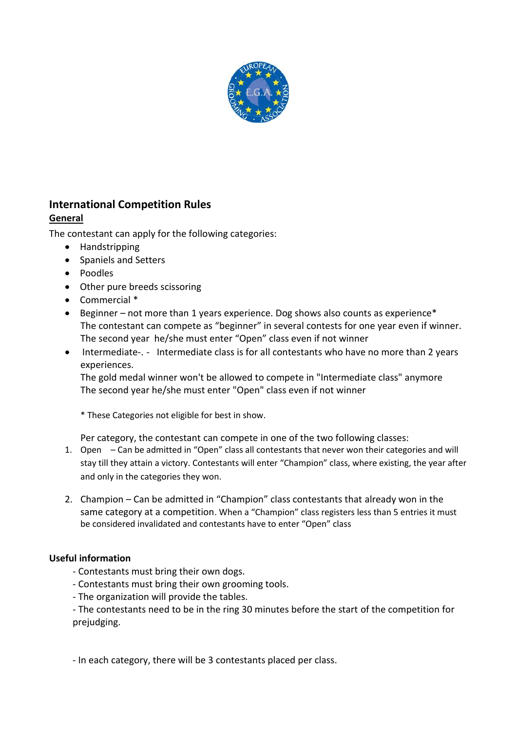# International Competition Rules

## General

The contestant can apply for the following categories:

- Handstripping
- Spaniels and Setters
- Poodles
- Other pure breeds scissoring
- Commercial *
- Beginner – not more than 1 years experience. Dog shows also counts as experience*
  The contestant can compete as "beginner" in several contests for one year even if winner. The second year he/she must enter "Open" class even if not winner
- Intermediate-. - Intermediate class is for all contestants who have no more than 2 years experiences.
  The gold medal winner won't be allowed to compete in "Intermediate class" anymore
  The second year he/she must enter "Open" class even if not winner

  * These Categories not eligible for best in show.

  Per category, the contestant can compete in one of the two following classes:

1. Open – Can be admitted in "Open" class all contestants that never won their categories and will stay till they attain a victory. Contestants will enter "Champion" class, where existing, the year after and only in the categories they won.

2. Champion – Can be admitted in "Champion" class contestants that already won in the same category at a competition. When a "Champion" class registers less than 5 entries it must be considered invalidated and contestants have to enter "Open" class

**Useful information**

- Contestants must bring their own dogs.
- Contestants must bring their own grooming tools.
- The organization will provide the tables.
- The contestants need to be in the ring 30 minutes before the start of the competition for prejudging.

- In each category, there will be 3 contestants placed per class.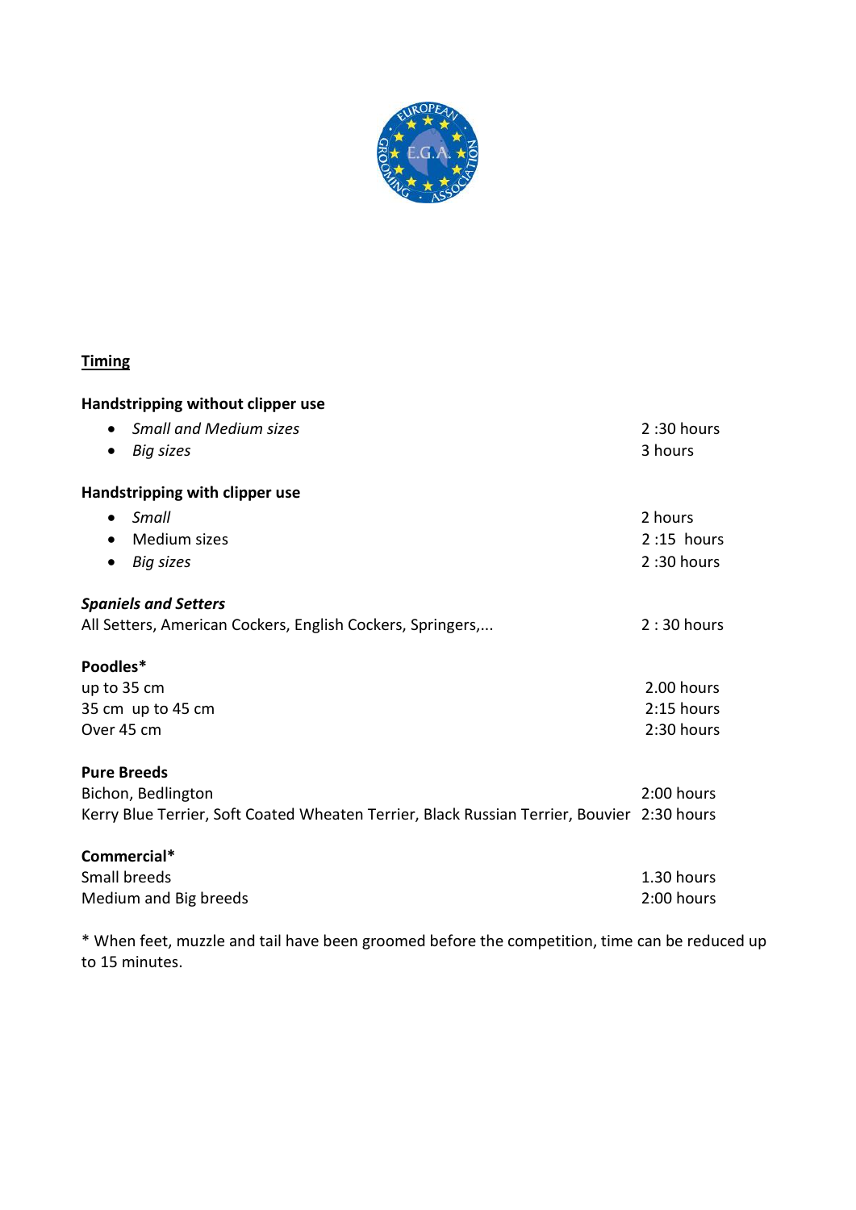## Timing

**Handstripping without clipper use**

- *Small and Medium sizes* — 2 :30 hours
- *Big sizes* — 3 hours

**Handstripping with clipper use**

- *Small* — 2 hours
- Medium sizes — 2 :15 hours
- *Big sizes* — 2 :30 hours

***Spaniels and Setters***

All Setters, American Cockers, English Cockers, Springers,... — 2 : 30 hours

**Poodles***

| | |
|---|---|
| up to 35 cm | 2.00 hours |
| 35 cm up to 45 cm | 2:15 hours |
| Over 45 cm | 2:30 hours |

**Pure Breeds**

| | |
|---|---|
| Bichon, Bedlington | 2:00 hours |
| Kerry Blue Terrier, Soft Coated Wheaten Terrier, Black Russian Terrier, Bouvier | 2:30 hours |

**Commercial***

| | |
|---|---|
| Small breeds | 1.30 hours |
| Medium and Big breeds | 2:00 hours |

* When feet, muzzle and tail have been groomed before the competition, time can be reduced up to 15 minutes.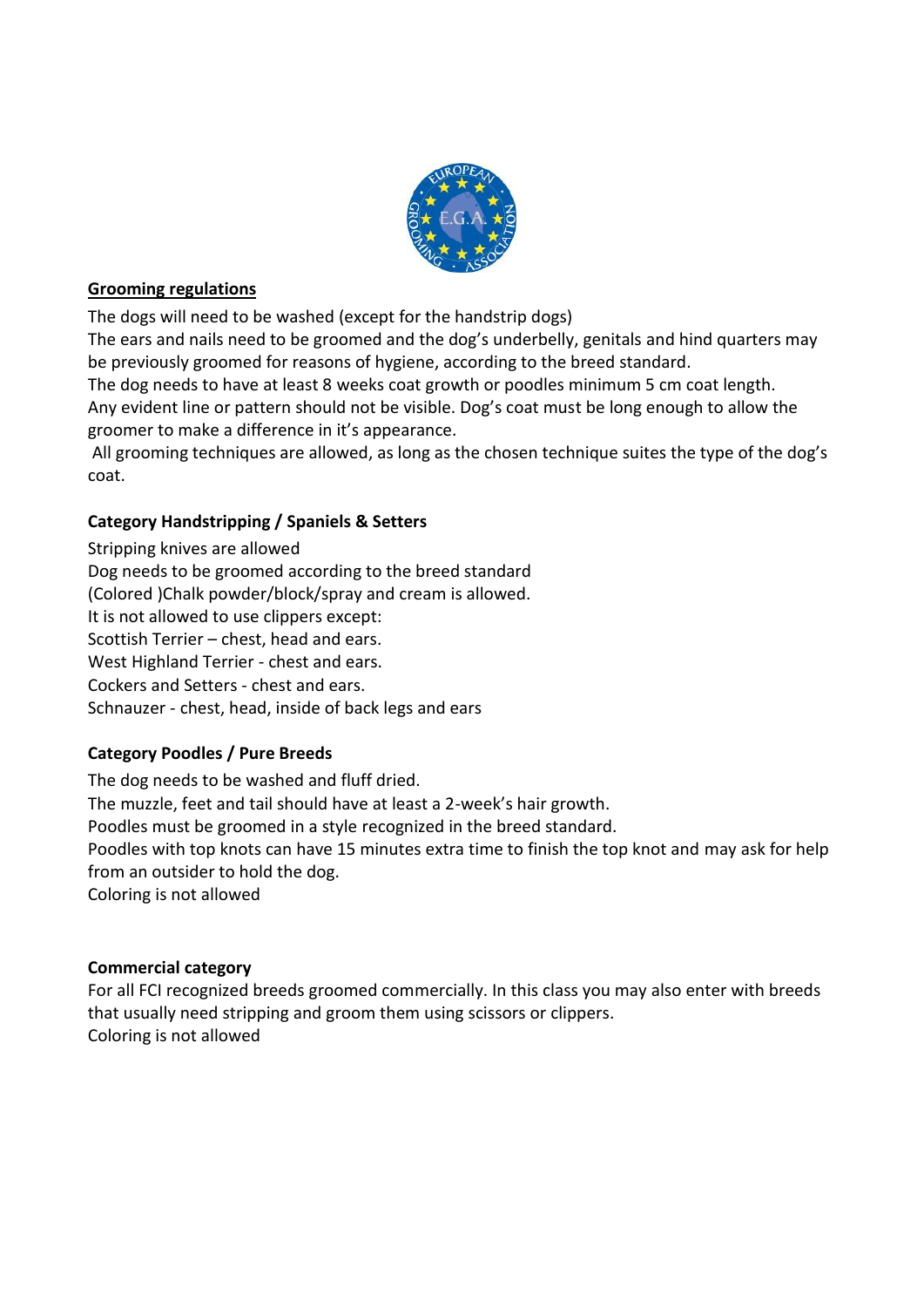## Grooming regulations

The dogs will need to be washed (except for the handstrip dogs)
The ears and nails need to be groomed and the dog's underbelly, genitals and hind quarters may be previously groomed for reasons of hygiene, according to the breed standard.
The dog needs to have at least 8 weeks coat growth or poodles minimum 5 cm coat length.
Any evident line or pattern should not be visible. Dog's coat must be long enough to allow the groomer to make a difference in it's appearance.
All grooming techniques are allowed, as long as the chosen technique suites the type of the dog's coat.

### Category Handstripping / Spaniels & Setters

Stripping knives are allowed
Dog needs to be groomed according to the breed standard
(Colored )Chalk powder/block/spray and cream is allowed.
It is not allowed to use clippers except:
Scottish Terrier – chest, head and ears.
West Highland Terrier - chest and ears.
Cockers and Setters - chest and ears.
Schnauzer - chest, head, inside of back legs and ears

### Category Poodles / Pure Breeds

The dog needs to be washed and fluff dried.
The muzzle, feet and tail should have at least a 2-week's hair growth.
Poodles must be groomed in a style recognized in the breed standard.
Poodles with top knots can have 15 minutes extra time to finish the top knot and may ask for help from an outsider to hold the dog.
Coloring is not allowed

### Commercial category

For all FCI recognized breeds groomed commercially. In this class you may also enter with breeds that usually need stripping and groom them using scissors or clippers.
Coloring is not allowed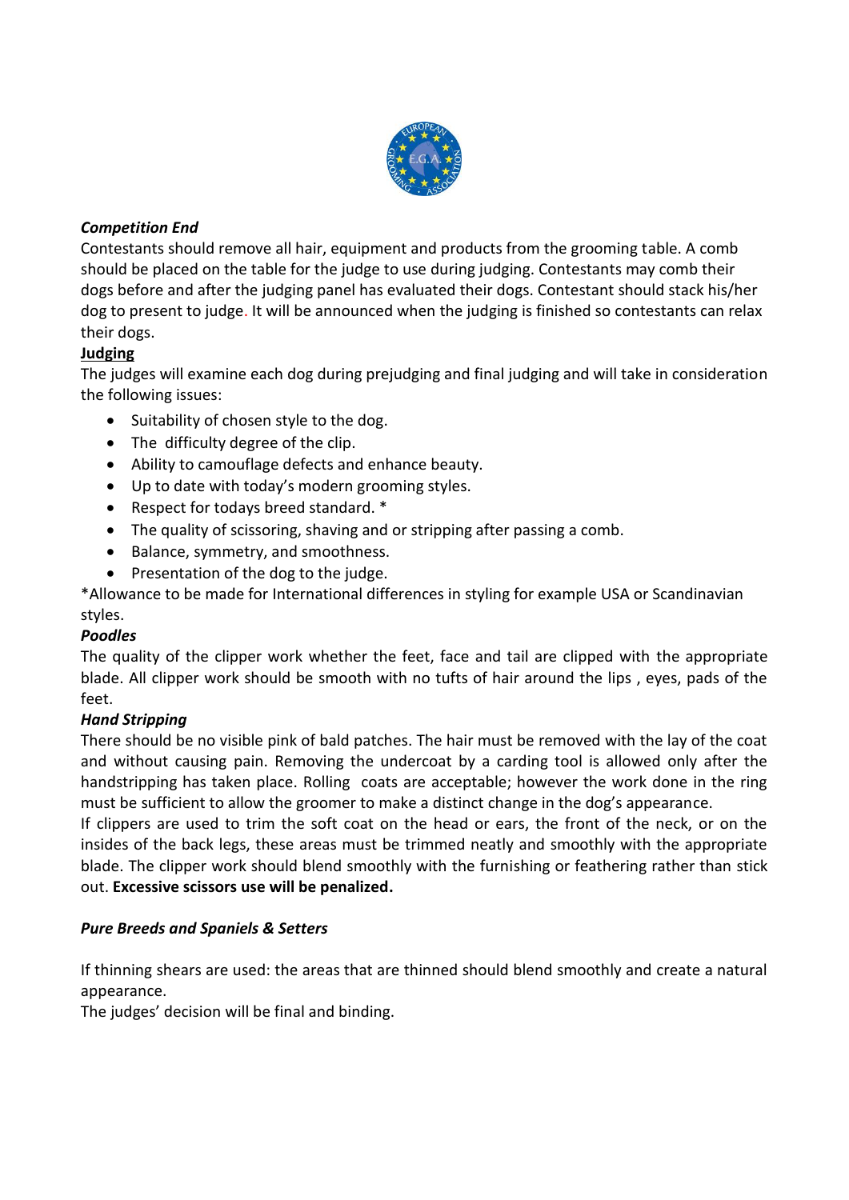***Competition End***

Contestants should remove all hair, equipment and products from the grooming table. A comb should be placed on the table for the judge to use during judging. Contestants may comb their dogs before and after the judging panel has evaluated their dogs. Contestant should stack his/her dog to present to judge. It will be announced when the judging is finished so contestants can relax their dogs.

**Judging**

The judges will examine each dog during prejudging and final judging and will take in consideration the following issues:

- Suitability of chosen style to the dog.
- The difficulty degree of the clip.
- Ability to camouflage defects and enhance beauty.
- Up to date with today's modern grooming styles.
- Respect for todays breed standard. *
- The quality of scissoring, shaving and or stripping after passing a comb.
- Balance, symmetry, and smoothness.
- Presentation of the dog to the judge.

*Allowance to be made for International differences in styling for example USA or Scandinavian styles.

***Poodles***

The quality of the clipper work whether the feet, face and tail are clipped with the appropriate blade. All clipper work should be smooth with no tufts of hair around the lips , eyes, pads of the feet.

***Hand Stripping***

There should be no visible pink of bald patches. The hair must be removed with the lay of the coat and without causing pain. Removing the undercoat by a carding tool is allowed only after the handstripping has taken place. Rolling coats are acceptable; however the work done in the ring must be sufficient to allow the groomer to make a distinct change in the dog's appearance.

If clippers are used to trim the soft coat on the head or ears, the front of the neck, or on the insides of the back legs, these areas must be trimmed neatly and smoothly with the appropriate blade. The clipper work should blend smoothly with the furnishing or feathering rather than stick out. **Excessive scissors use will be penalized.**

***Pure Breeds and Spaniels & Setters***

If thinning shears are used: the areas that are thinned should blend smoothly and create a natural appearance.

The judges' decision will be final and binding.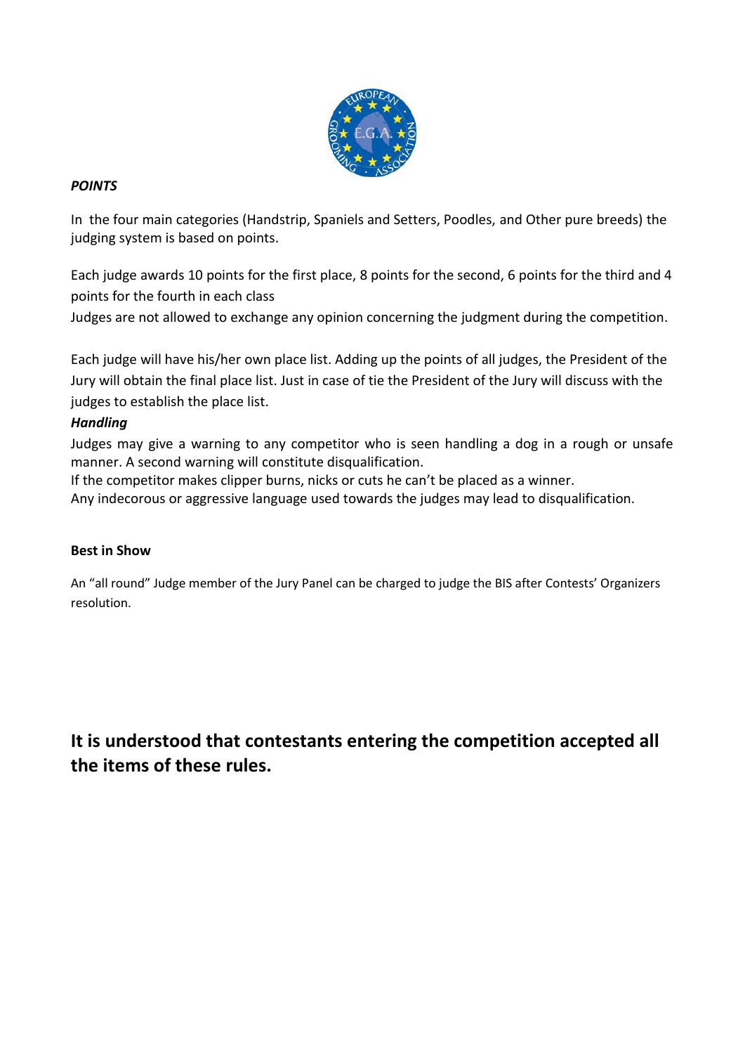***POINTS***

In the four main categories (Handstrip, Spaniels and Setters, Poodles, and Other pure breeds) the judging system is based on points.

Each judge awards 10 points for the first place, 8 points for the second, 6 points for the third and 4 points for the fourth in each class

Judges are not allowed to exchange any opinion concerning the judgment during the competition.

Each judge will have his/her own place list. Adding up the points of all judges, the President of the Jury will obtain the final place list. Just in case of tie the President of the Jury will discuss with the judges to establish the place list.

***Handling***

Judges may give a warning to any competitor who is seen handling a dog in a rough or unsafe manner. A second warning will constitute disqualification.

If the competitor makes clipper burns, nicks or cuts he can't be placed as a winner.

Any indecorous or aggressive language used towards the judges may lead to disqualification.

**Best in Show**

An "all round" Judge member of the Jury Panel can be charged to judge the BIS after Contests' Organizers resolution.

## It is understood that contestants entering the competition accepted all the items of these rules.